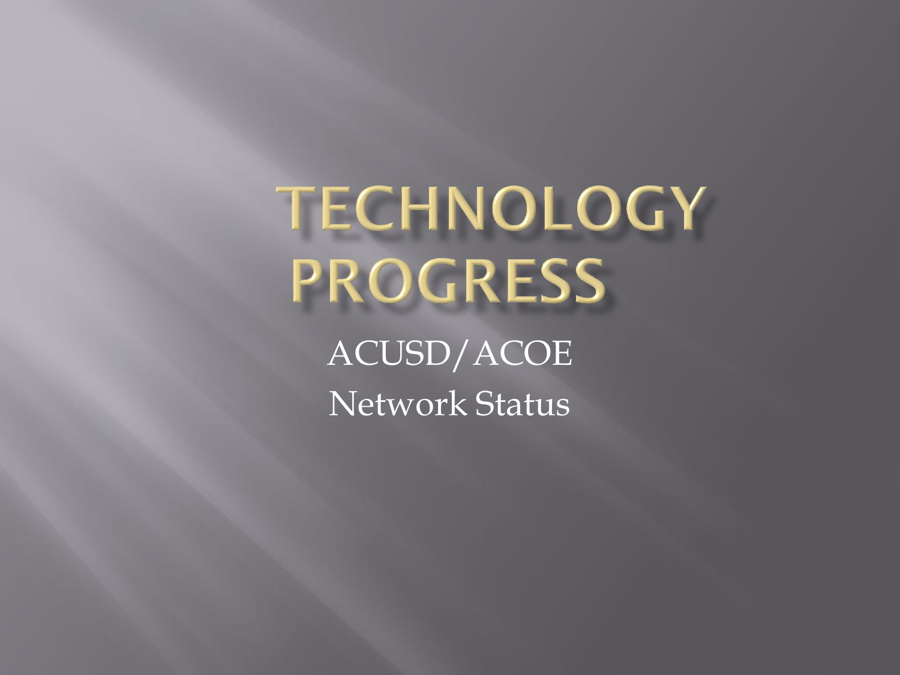# TECHNOLOGY PROGRESS

ACUSD/ACOE

Network Status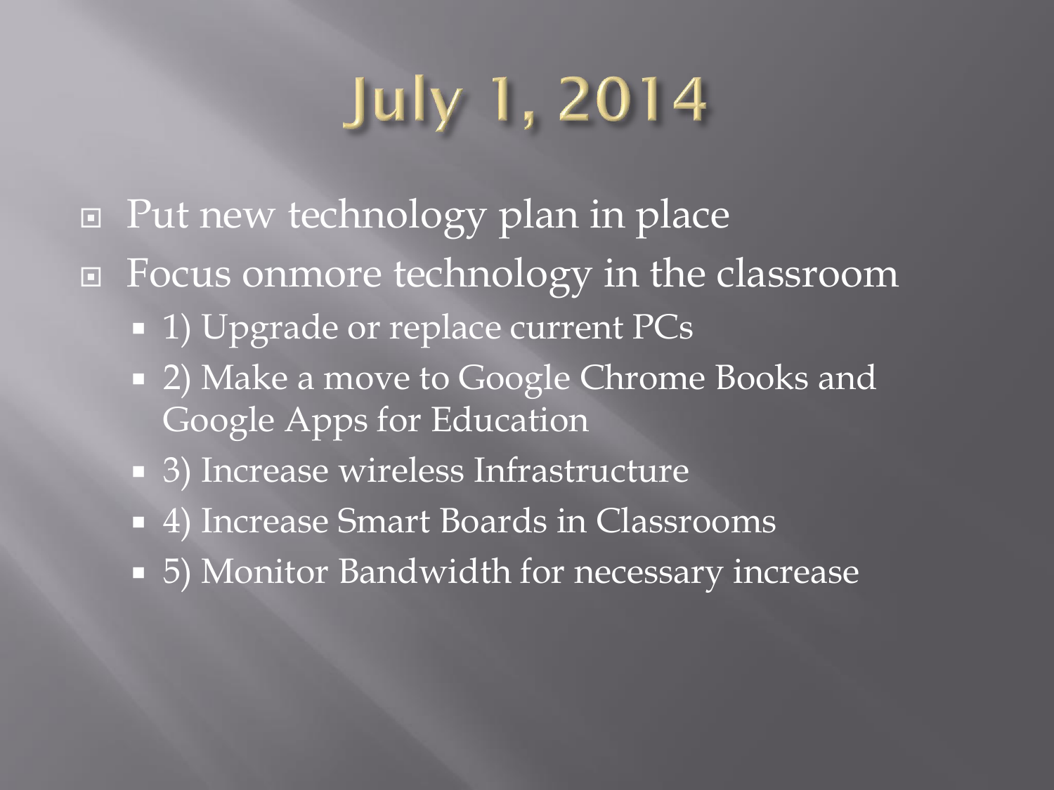# July 1, 2014

- Put new technology plan in place
- Focus onmore technology in the classroom
  - 1) Upgrade or replace current PCs
  - 2) Make a move to Google Chrome Books and Google Apps for Education
  - 3) Increase wireless Infrastructure
  - 4) Increase Smart Boards in Classrooms
  - 5) Monitor Bandwidth for necessary increase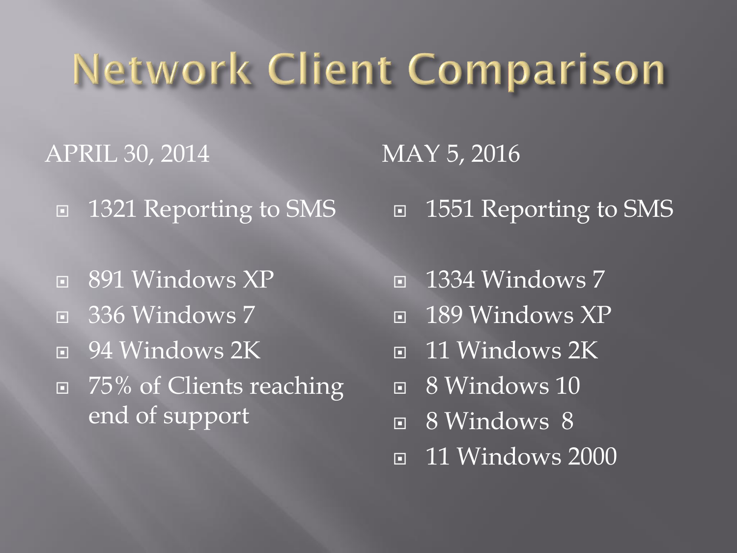# Network Client Comparison

APRIL 30, 2014

- 1321 Reporting to SMS

- 891 Windows XP
- 336 Windows 7
- 94 Windows 2K
- 75% of Clients reaching end of support

MAY 5, 2016

- 1551 Reporting to SMS

- 1334 Windows 7
- 189 Windows XP
- 11 Windows 2K
- 8 Windows 10
- 8 Windows 8
- 11 Windows 2000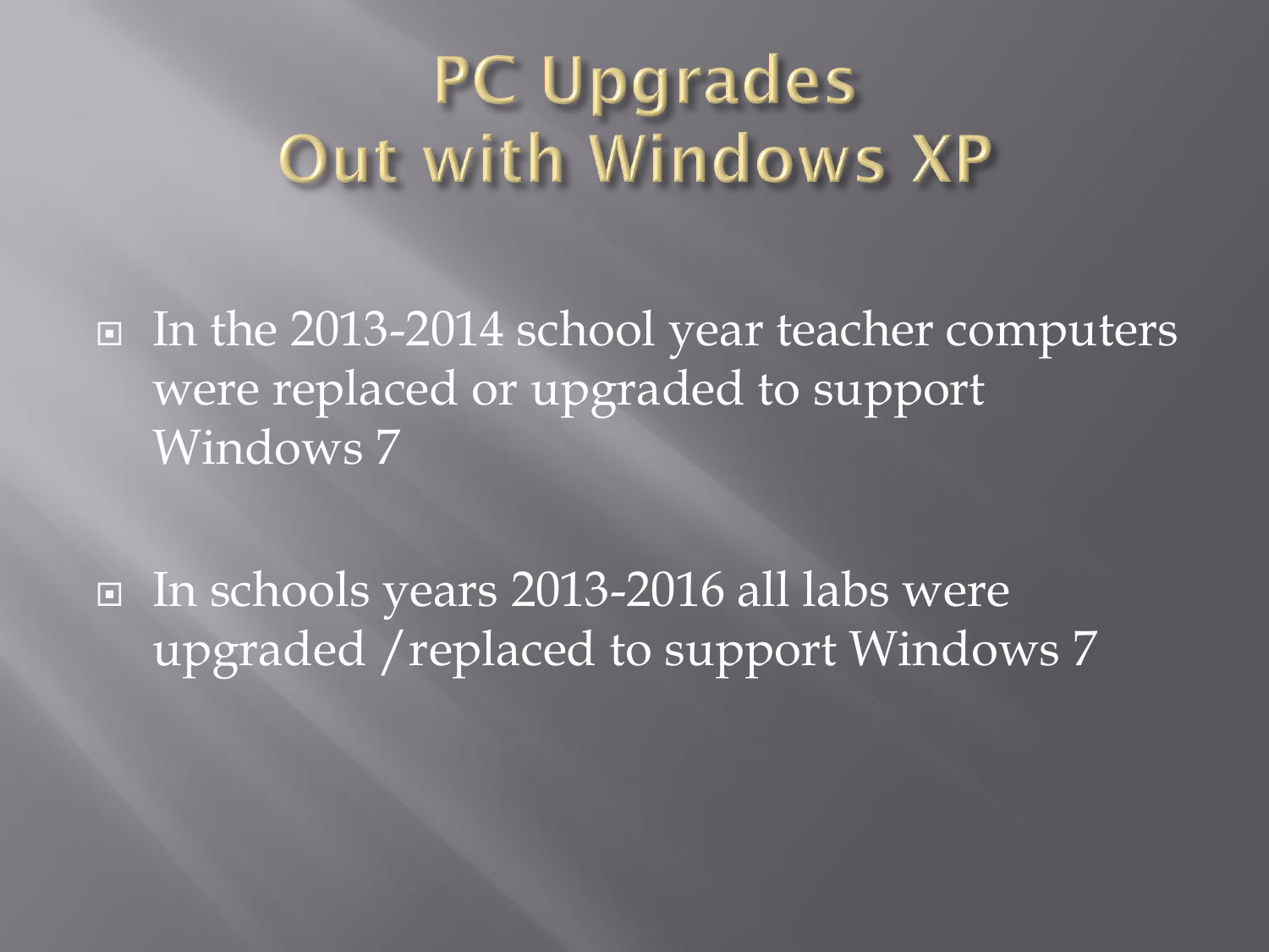# PC Upgrades
# Out with Windows XP

- In the 2013-2014 school year teacher computers were replaced or upgraded to support Windows 7
- In schools years 2013-2016 all labs were upgraded /replaced to support Windows 7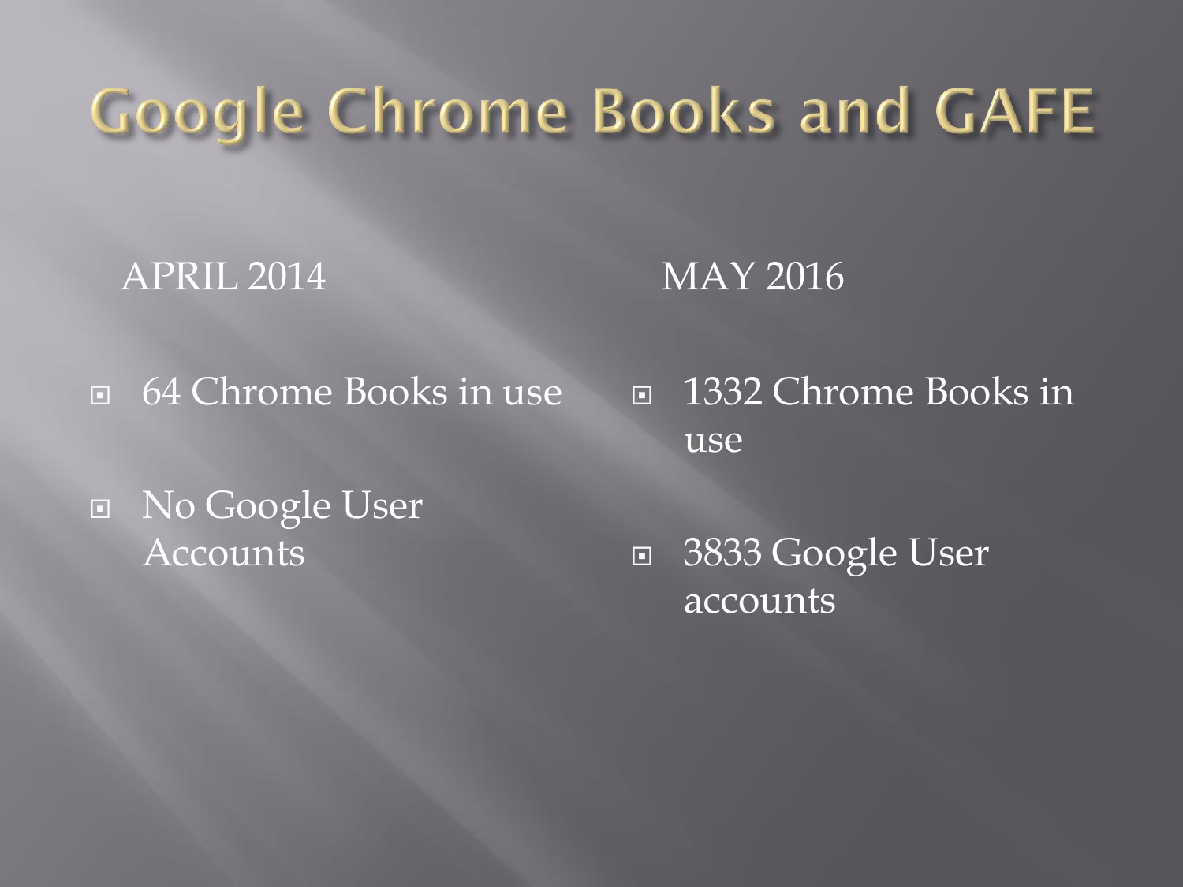# Google Chrome Books and GAFE

APRIL 2014

- 64 Chrome Books in use
- No Google User Accounts

MAY 2016

- 1332 Chrome Books in use
- 3833 Google User accounts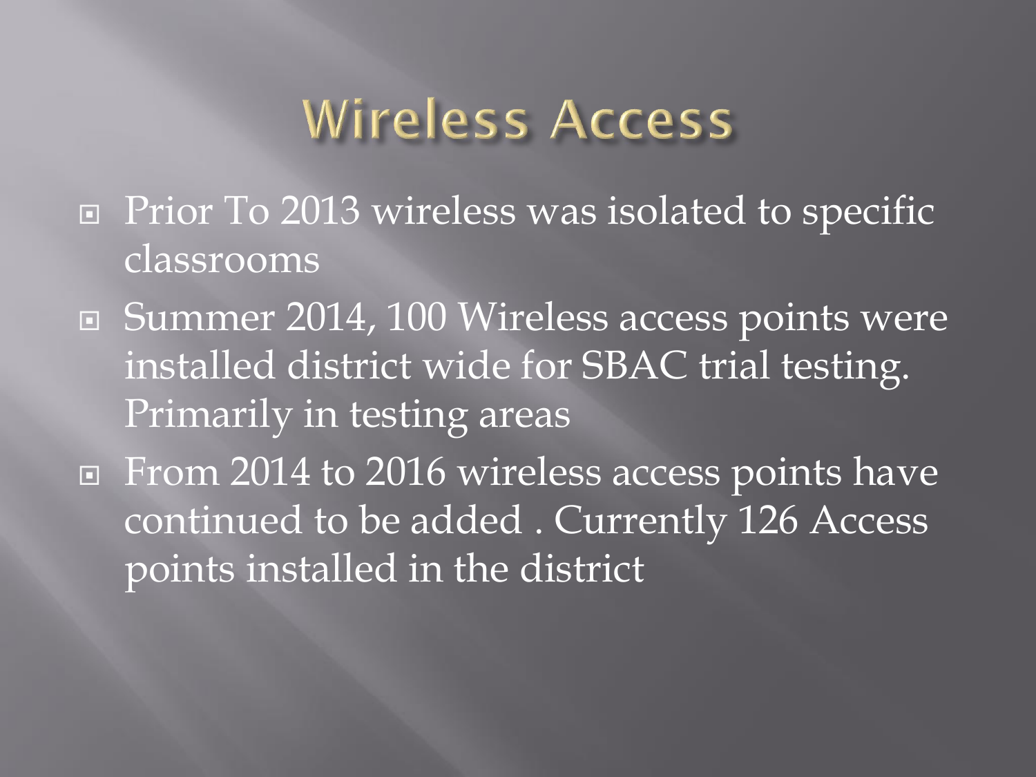# Wireless Access

- Prior To 2013 wireless was isolated to specific classrooms
- Summer 2014, 100 Wireless access points were installed district wide for SBAC trial testing. Primarily in testing areas
- From 2014 to 2016 wireless access points have continued to be added . Currently 126 Access points installed in the district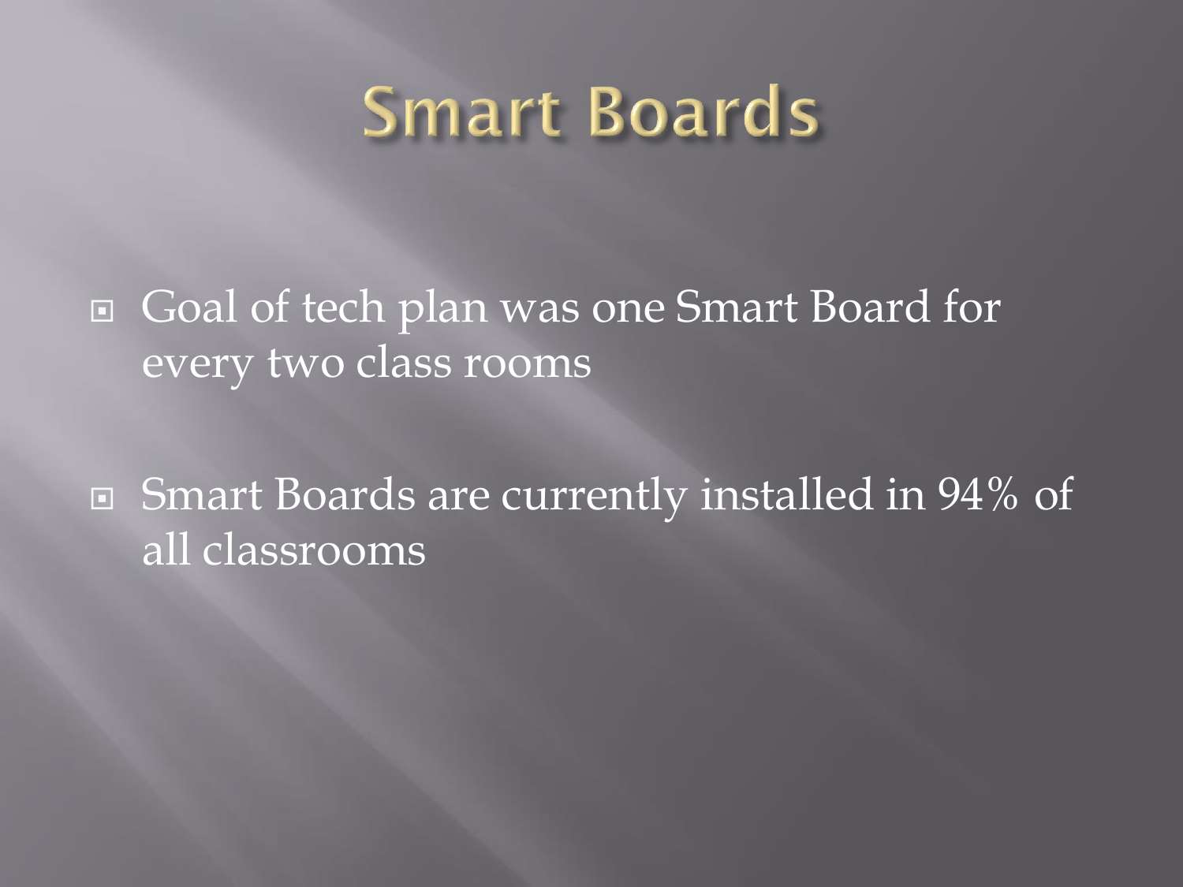# Smart Boards

- Goal of tech plan was one Smart Board for every two class rooms
- Smart Boards are currently installed in 94% of all classrooms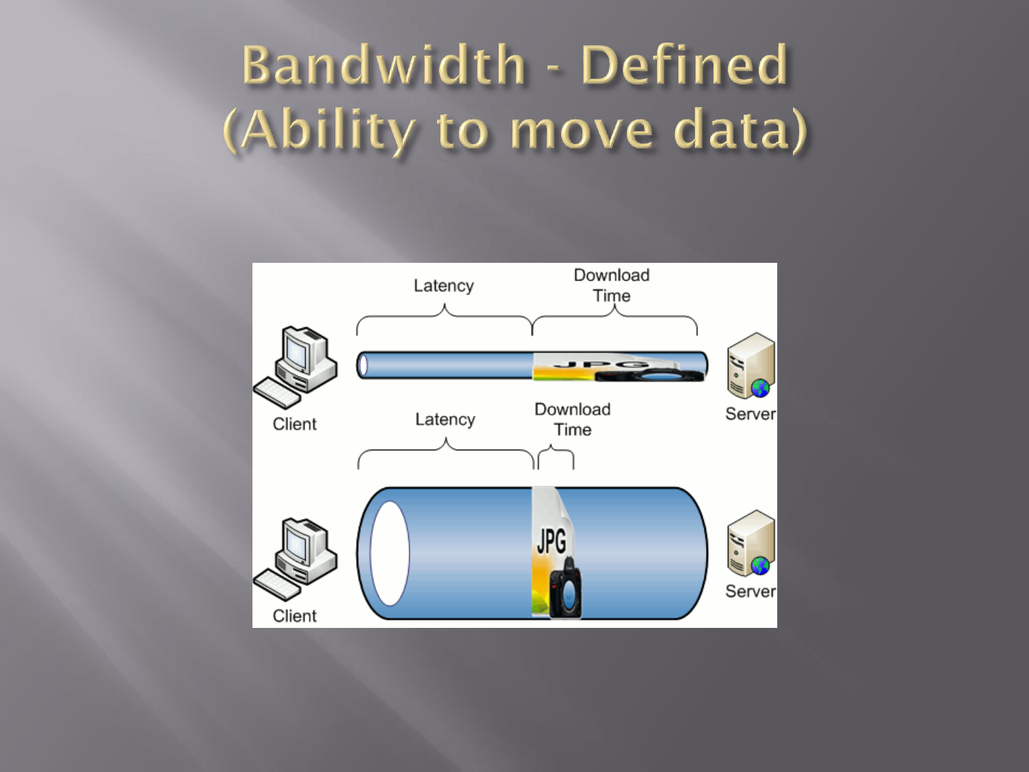# Bandwidth - Defined (Ability to move data)

Latency

Download Time

Client

Server

Latency

Download Time

Client

Server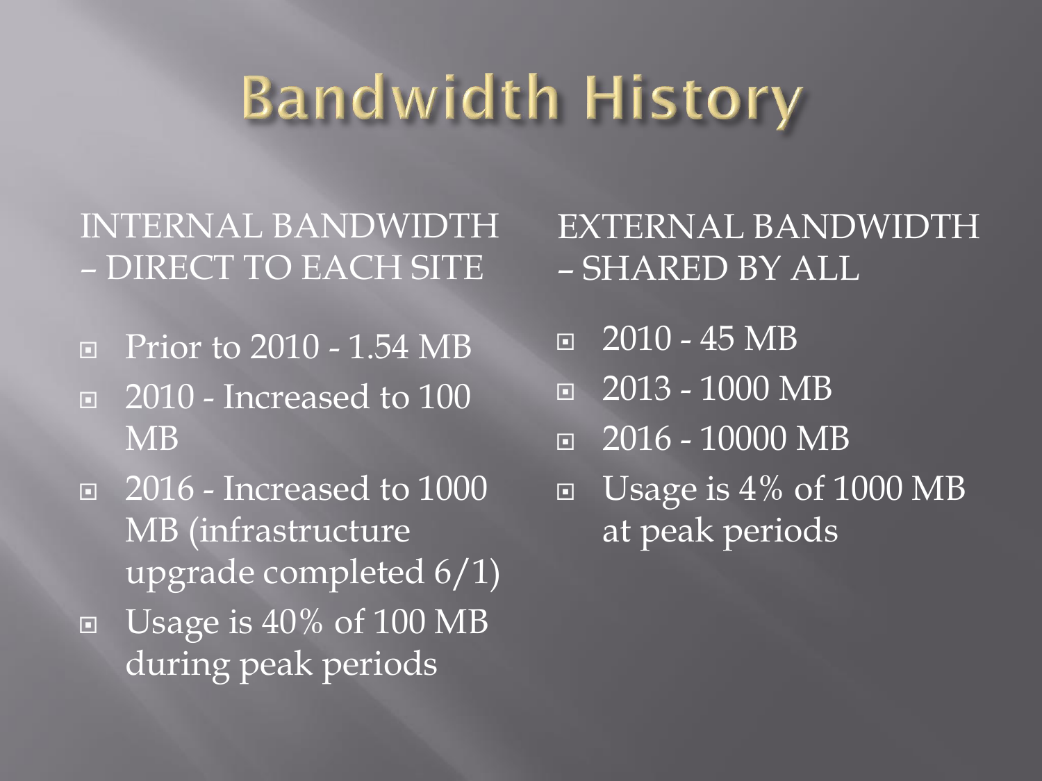# Bandwidth History

INTERNAL BANDWIDTH – DIRECT TO EACH SITE

- Prior to 2010 - 1.54 MB
- 2010 - Increased to 100 MB
- 2016 - Increased to 1000 MB (infrastructure upgrade completed 6/1)
- Usage is 40% of 100 MB during peak periods

EXTERNAL BANDWIDTH – SHARED BY ALL

- 2010 - 45 MB
- 2013 - 1000 MB
- 2016 - 10000 MB
- Usage is 4% of 1000 MB at peak periods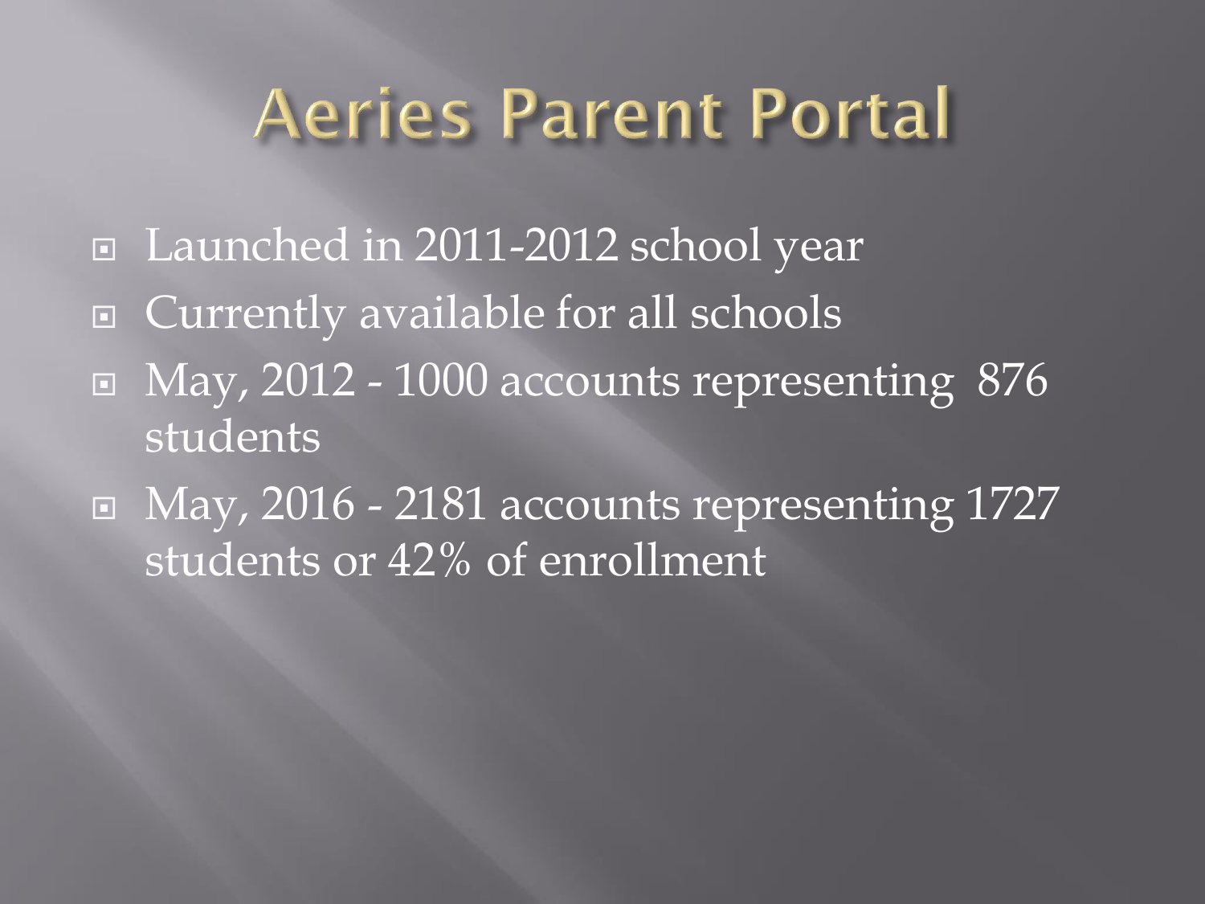# Aeries Parent Portal

- Launched in 2011-2012 school year
- Currently available for all schools
- May, 2012 - 1000 accounts representing 876 students
- May, 2016 - 2181 accounts representing 1727 students or 42% of enrollment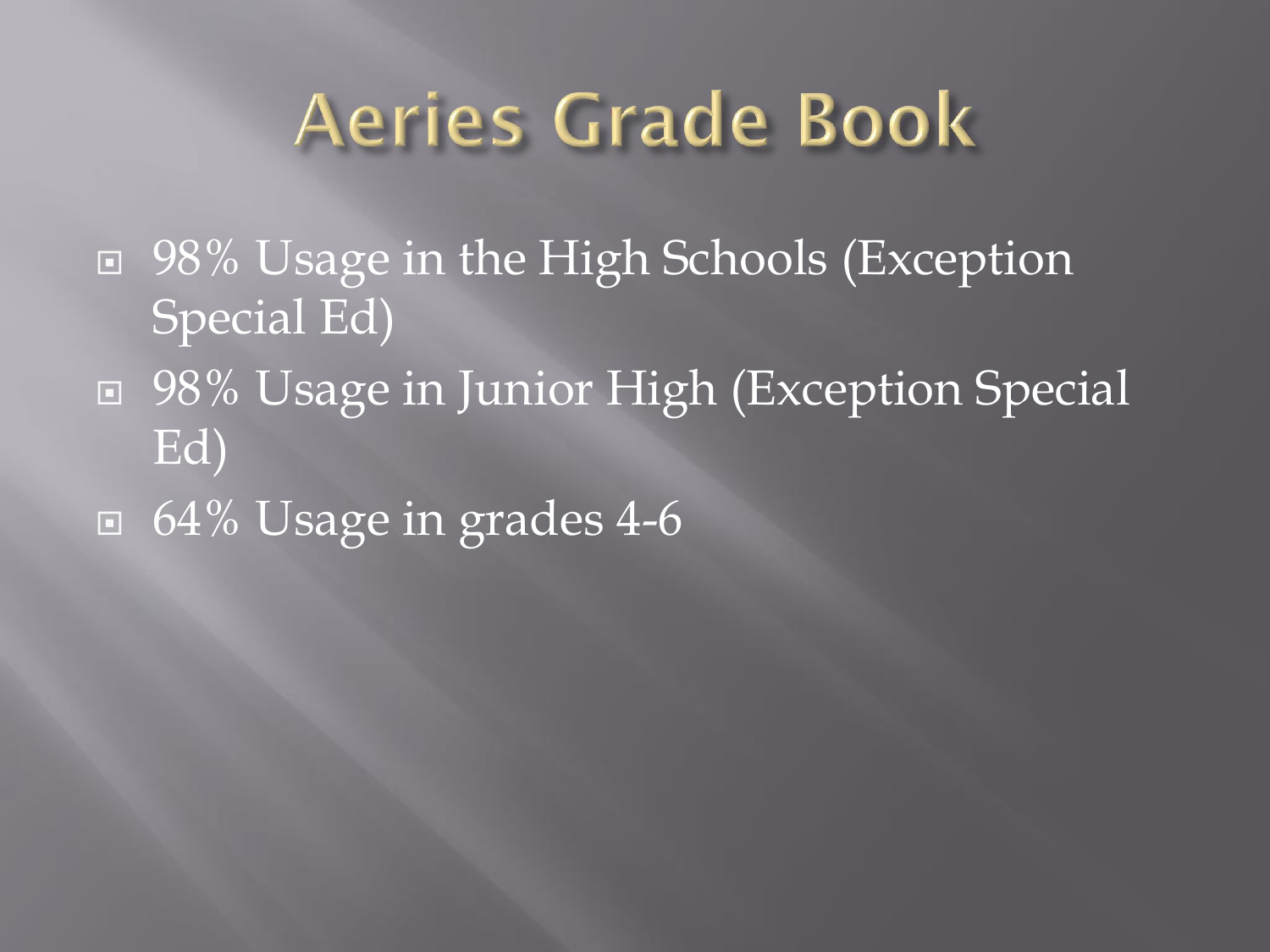# Aeries Grade Book

- 98% Usage in the High Schools (Exception Special Ed)
- 98% Usage in Junior High (Exception Special Ed)
- 64% Usage in grades 4-6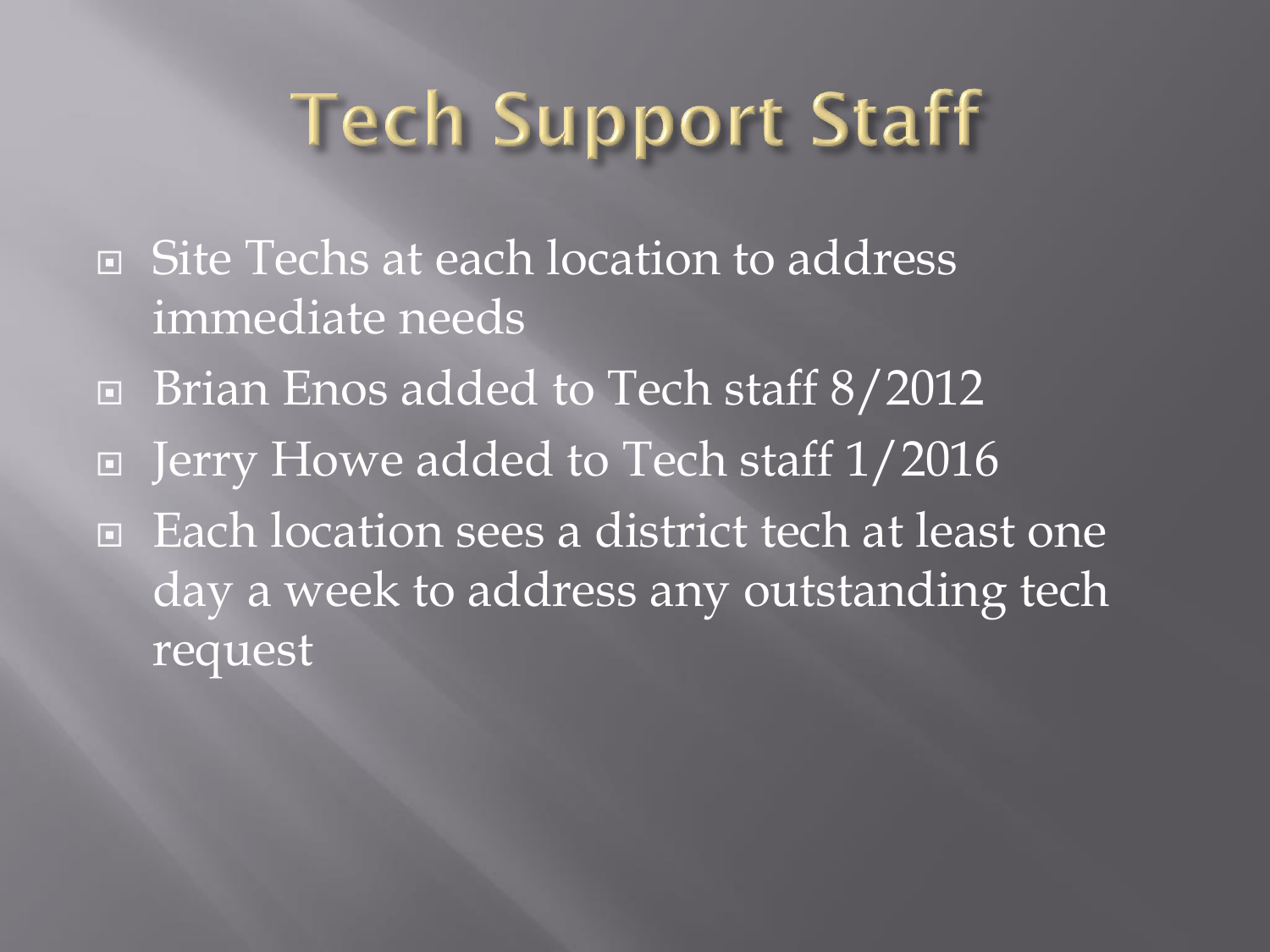# Tech Support Staff

- Site Techs at each location to address immediate needs
- Brian Enos added to Tech staff 8/2012
- Jerry Howe added to Tech staff 1/2016
- Each location sees a district tech at least one day a week to address any outstanding tech request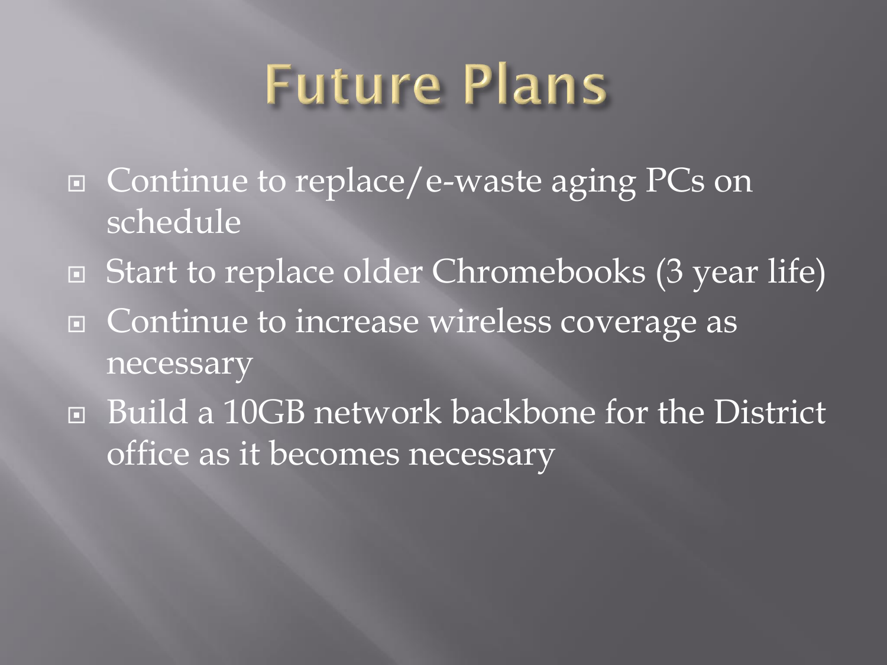# Future Plans

- Continue to replace/e-waste aging PCs on schedule
- Start to replace older Chromebooks (3 year life)
- Continue to increase wireless coverage as necessary
- Build a 10GB network backbone for the District office as it becomes necessary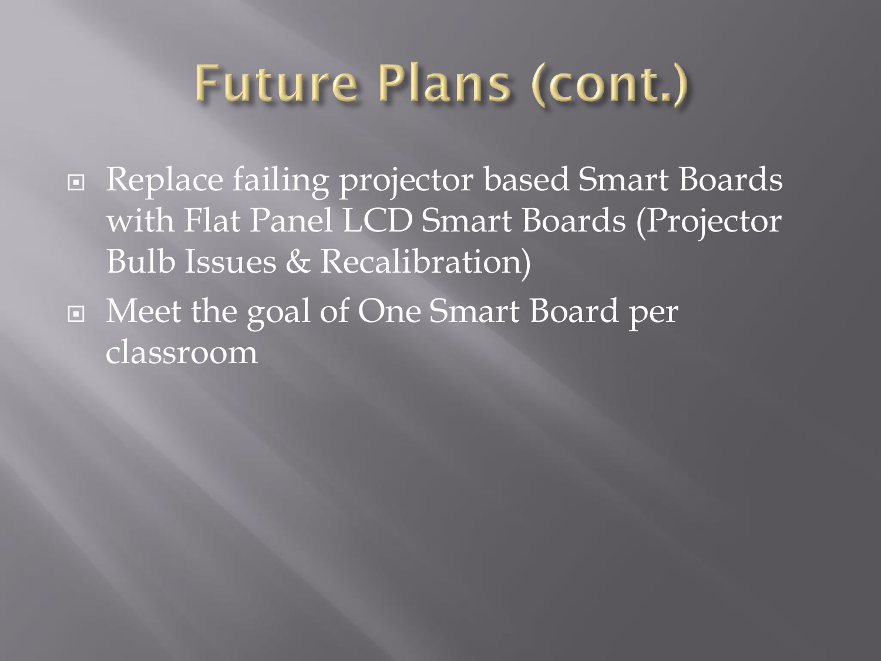# Future Plans (cont.)

- Replace failing projector based Smart Boards with Flat Panel LCD Smart Boards (Projector Bulb Issues & Recalibration)
- Meet the goal of One Smart Board per classroom